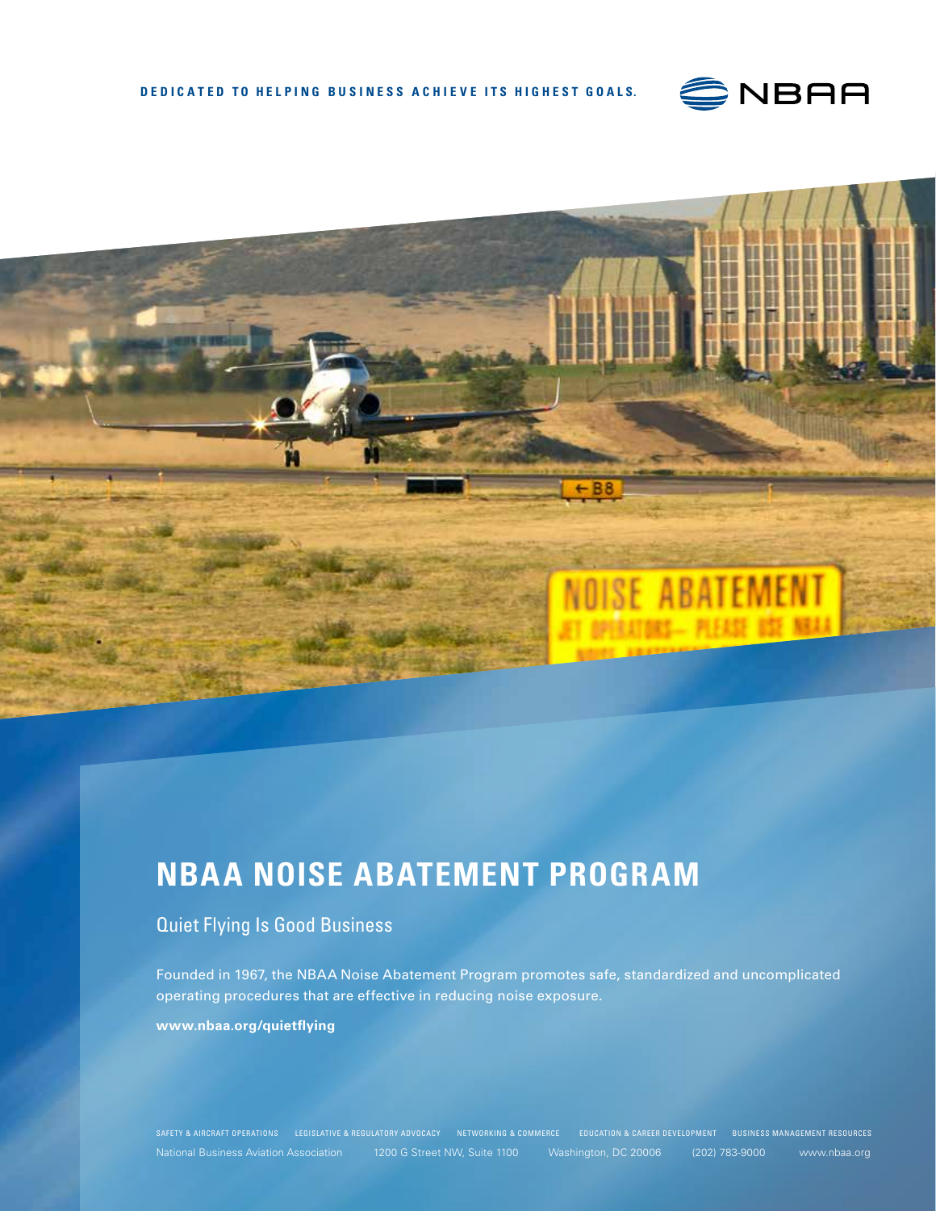**DEDICATED TO HELPING BUSINESS ACHIEVE ITS HIGHEST GOALS.**

NBAA

# NBAA NOISE ABATEMENT PROGRAM

## Quiet Flying Is Good Business

Founded in 1967, the NBAA Noise Abatement Program promotes safe, standardized and uncomplicated operating procedures that are effective in reducing noise exposure.

**www.nbaa.org/quietflying**

SAFETY & AIRCRAFT OPERATIONS   LEGISLATIVE & REGULATORY ADVOCACY   NETWORKING & COMMERCE   EDUCATION & CAREER DEVELOPMENT   BUSINESS MANAGEMENT RESOURCES

National Business Aviation Association   1200 G Street NW, Suite 1100   Washington, DC 20006   (202) 783-9000   www.nbaa.org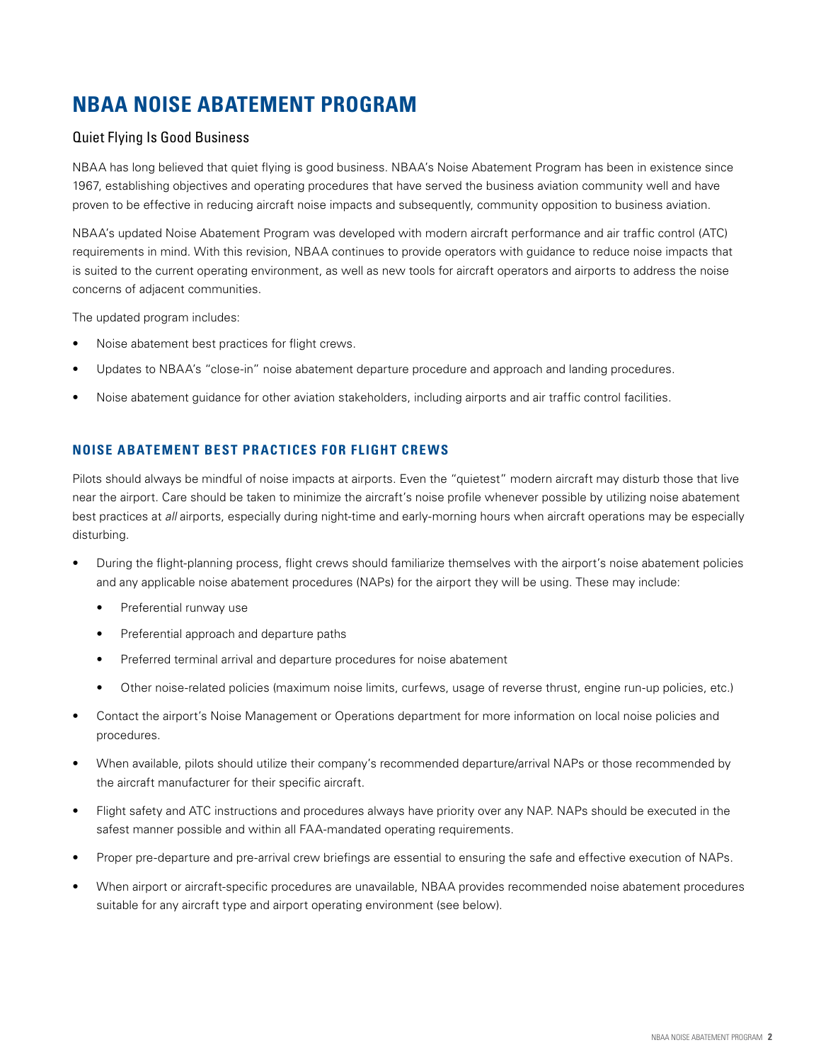# NBAA NOISE ABATEMENT PROGRAM

## Quiet Flying Is Good Business

NBAA has long believed that quiet flying is good business. NBAA's Noise Abatement Program has been in existence since 1967, establishing objectives and operating procedures that have served the business aviation community well and have proven to be effective in reducing aircraft noise impacts and subsequently, community opposition to business aviation.

NBAA's updated Noise Abatement Program was developed with modern aircraft performance and air traffic control (ATC) requirements in mind. With this revision, NBAA continues to provide operators with guidance to reduce noise impacts that is suited to the current operating environment, as well as new tools for aircraft operators and airports to address the noise concerns of adjacent communities.

The updated program includes:

- Noise abatement best practices for flight crews.
- Updates to NBAA's "close-in" noise abatement departure procedure and approach and landing procedures.
- Noise abatement guidance for other aviation stakeholders, including airports and air traffic control facilities.

### NOISE ABATEMENT BEST PRACTICES FOR FLIGHT CREWS

Pilots should always be mindful of noise impacts at airports. Even the "quietest" modern aircraft may disturb those that live near the airport. Care should be taken to minimize the aircraft's noise profile whenever possible by utilizing noise abatement best practices at *all* airports, especially during night-time and early-morning hours when aircraft operations may be especially disturbing.

- During the flight-planning process, flight crews should familiarize themselves with the airport's noise abatement policies and any applicable noise abatement procedures (NAPs) for the airport they will be using. These may include:
  - Preferential runway use
  - Preferential approach and departure paths
  - Preferred terminal arrival and departure procedures for noise abatement
  - Other noise-related policies (maximum noise limits, curfews, usage of reverse thrust, engine run-up policies, etc.)
- Contact the airport's Noise Management or Operations department for more information on local noise policies and procedures.
- When available, pilots should utilize their company's recommended departure/arrival NAPs or those recommended by the aircraft manufacturer for their specific aircraft.
- Flight safety and ATC instructions and procedures always have priority over any NAP. NAPs should be executed in the safest manner possible and within all FAA-mandated operating requirements.
- Proper pre-departure and pre-arrival crew briefings are essential to ensuring the safe and effective execution of NAPs.
- When airport or aircraft-specific procedures are unavailable, NBAA provides recommended noise abatement procedures suitable for any aircraft type and airport operating environment (see below).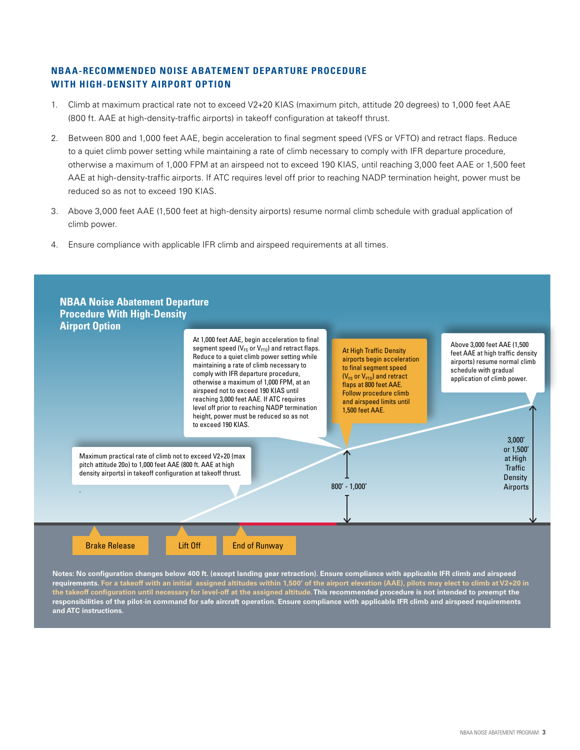## NBAA-RECOMMENDED NOISE ABATEMENT DEPARTURE PROCEDURE WITH HIGH-DENSITY AIRPORT OPTION

1. Climb at maximum practical rate not to exceed V2+20 KIAS (maximum pitch, attitude 20 degrees) to 1,000 feet AAE (800 ft. AAE at high-density-traffic airports) in takeoff configuration at takeoff thrust.
2. Between 800 and 1,000 feet AAE, begin acceleration to final segment speed (VFS or VFTO) and retract flaps. Reduce to a quiet climb power setting while maintaining a rate of climb necessary to comply with IFR departure procedure, otherwise a maximum of 1,000 FPM at an airspeed not to exceed 190 KIAS, until reaching 3,000 feet AAE or 1,500 feet AAE at high-density-traffic airports. If ATC requires level off prior to reaching NADP termination height, power must be reduced so as not to exceed 190 KIAS.
3. Above 3,000 feet AAE (1,500 feet at high-density airports) resume normal climb schedule with gradual application of climb power.
4. Ensure compliance with applicable IFR climb and airspeed requirements at all times.

### NBAA Noise Abatement Departure Procedure With High-Density Airport Option

At 1,000 feet AAE, begin acceleration to final segment speed ($V_{FS}$ or $V_{FTO}$) and retract flaps. Reduce to a quiet climb power setting while maintaining a rate of climb necessary to comply with IFR departure procedure, otherwise a maximum of 1,000 FPM, at an airspeed not to exceed 190 KIAS until reaching 3,000 feet AAE. If ATC requires level off prior to reaching NADP termination height, power must be reduced so as not to exceed 190 KIAS.

At High Traffic Density airports begin acceleration to final segment speed ($V_{FS}$ or $V_{FTO}$) and retract flaps at 800 feet AAE. Follow procedure climb and airspeed limits until 1,500 feet AAE.

Above 3,000 feet AAE (1,500 feet AAE at high traffic density airports) resume normal climb schedule with gradual application of climb power.

Maximum practical rate of climb not to exceed V2+20 (max pitch attitude 20o) to 1,000 feet AAE (800 ft. AAE at high density airports) in takeoff configuration at takeoff thrust.

800' - 1,000'

3,000' or 1,500' at High Traffic Density Airports

Brake Release | Lift Off | End of Runway

**Notes: No configuration changes below 400 ft. (except landing gear retraction). Ensure compliance with applicable IFR climb and airspeed requirements. For a takeoff with an initial assigned altitudes within 1,500' of the airport elevation (AAE), pilots may elect to climb at V2+20 in the takeoff configuration until necessary for level-off at the assigned altitude. This recommended procedure is not intended to preempt the responsibilities of the pilot-in command for safe aircraft operation. Ensure compliance with applicable IFR climb and airspeed requirements and ATC instructions.**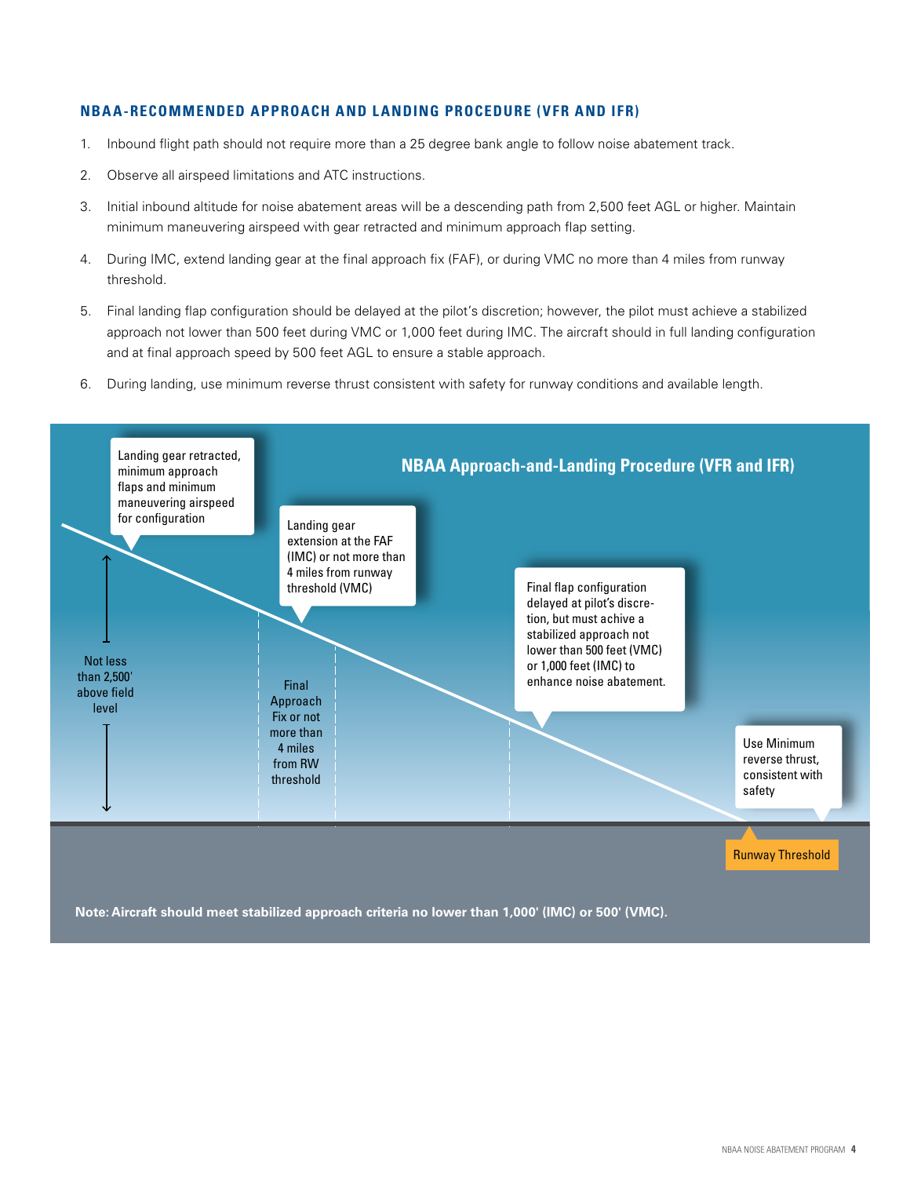## NBAA-RECOMMENDED APPROACH AND LANDING PROCEDURE (VFR AND IFR)

1. Inbound flight path should not require more than a 25 degree bank angle to follow noise abatement track.
2. Observe all airspeed limitations and ATC instructions.
3. Initial inbound altitude for noise abatement areas will be a descending path from 2,500 feet AGL or higher. Maintain minimum maneuvering airspeed with gear retracted and minimum approach flap setting.
4. During IMC, extend landing gear at the final approach fix (FAF), or during VMC no more than 4 miles from runway threshold.
5. Final landing flap configuration should be delayed at the pilot's discretion; however, the pilot must achieve a stabilized approach not lower than 500 feet during VMC or 1,000 feet during IMC. The aircraft should in full landing configuration and at final approach speed by 500 feet AGL to ensure a stable approach.
6. During landing, use minimum reverse thrust consistent with safety for runway conditions and available length.

### NBAA Approach-and-Landing Procedure (VFR and IFR)

Landing gear retracted, minimum approach flaps and minimum maneuvering airspeed for configuration

Landing gear extension at the FAF (IMC) or not more than 4 miles from runway threshold (VMC)

Final flap configuration delayed at pilot's discretion, but must achive a stabilized approach not lower than 500 feet (VMC) or 1,000 feet (IMC) to enhance noise abatement.

Use Minimum reverse thrust, consistent with safety

Not less than 2,500' above field level

Final Approach Fix or not more than 4 miles from RW threshold

Runway Threshold

**Note: Aircraft should meet stabilized approach criteria no lower than 1,000' (IMC) or 500' (VMC).**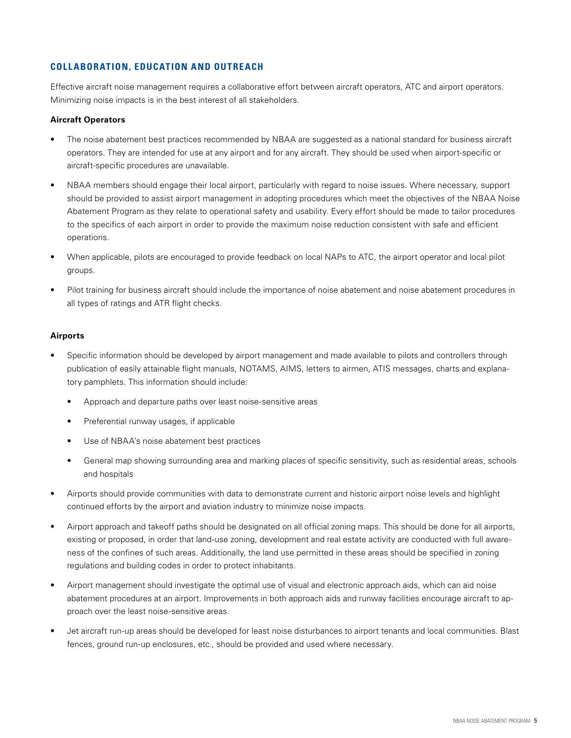## COLLABORATION, EDUCATION AND OUTREACH

Effective aircraft noise management requires a collaborative effort between aircraft operators, ATC and airport operators. Minimizing noise impacts is in the best interest of all stakeholders.

**Aircraft Operators**

- The noise abatement best practices recommended by NBAA are suggested as a national standard for business aircraft operators. They are intended for use at any airport and for any aircraft. They should be used when airport-specific or aircraft-specific procedures are unavailable.
- NBAA members should engage their local airport, particularly with regard to noise issues. Where necessary, support should be provided to assist airport management in adopting procedures which meet the objectives of the NBAA Noise Abatement Program as they relate to operational safety and usability. Every effort should be made to tailor procedures to the specifics of each airport in order to provide the maximum noise reduction consistent with safe and efficient operations.
- When applicable, pilots are encouraged to provide feedback on local NAPs to ATC, the airport operator and local pilot groups.
- Pilot training for business aircraft should include the importance of noise abatement and noise abatement procedures in all types of ratings and ATR flight checks.

**Airports**

- Specific information should be developed by airport management and made available to pilots and controllers through publication of easily attainable flight manuals, NOTAMS, AIMS, letters to airmen, ATIS messages, charts and explanatory pamphlets. This information should include:
  - Approach and departure paths over least noise-sensitive areas
  - Preferential runway usages, if applicable
  - Use of NBAA's noise abatement best practices
  - General map showing surrounding area and marking places of specific sensitivity, such as residential areas, schools and hospitals
- Airports should provide communities with data to demonstrate current and historic airport noise levels and highlight continued efforts by the airport and aviation industry to minimize noise impacts.
- Airport approach and takeoff paths should be designated on all official zoning maps. This should be done for all airports, existing or proposed, in order that land-use zoning, development and real estate activity are conducted with full awareness of the confines of such areas. Additionally, the land use permitted in these areas should be specified in zoning regulations and building codes in order to protect inhabitants.
- Airport management should investigate the optimal use of visual and electronic approach aids, which can aid noise abatement procedures at an airport. Improvements in both approach aids and runway facilities encourage aircraft to approach over the least noise-sensitive areas.
- Jet aircraft run-up areas should be developed for least noise disturbances to airport tenants and local communities. Blast fences, ground run-up enclosures, etc., should be provided and used where necessary.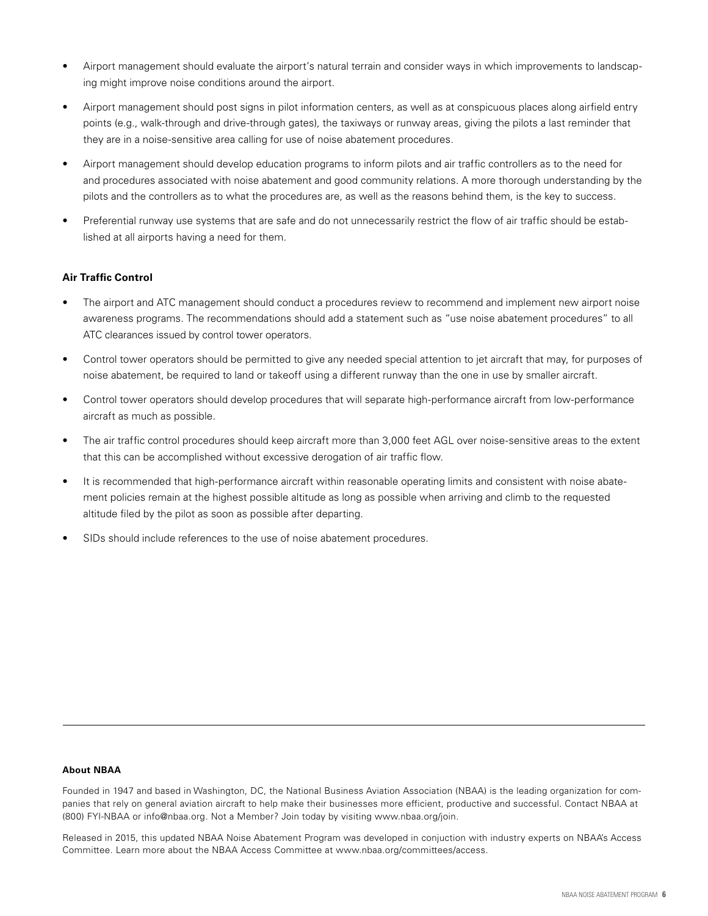- Airport management should evaluate the airport's natural terrain and consider ways in which improvements to landscaping might improve noise conditions around the airport.
- Airport management should post signs in pilot information centers, as well as at conspicuous places along airfield entry points (e.g., walk-through and drive-through gates), the taxiways or runway areas, giving the pilots a last reminder that they are in a noise-sensitive area calling for use of noise abatement procedures.
- Airport management should develop education programs to inform pilots and air traffic controllers as to the need for and procedures associated with noise abatement and good community relations. A more thorough understanding by the pilots and the controllers as to what the procedures are, as well as the reasons behind them, is the key to success.
- Preferential runway use systems that are safe and do not unnecessarily restrict the flow of air traffic should be established at all airports having a need for them.

**Air Traffic Control**

- The airport and ATC management should conduct a procedures review to recommend and implement new airport noise awareness programs. The recommendations should add a statement such as "use noise abatement procedures" to all ATC clearances issued by control tower operators.
- Control tower operators should be permitted to give any needed special attention to jet aircraft that may, for purposes of noise abatement, be required to land or takeoff using a different runway than the one in use by smaller aircraft.
- Control tower operators should develop procedures that will separate high-performance aircraft from low-performance aircraft as much as possible.
- The air traffic control procedures should keep aircraft more than 3,000 feet AGL over noise-sensitive areas to the extent that this can be accomplished without excessive derogation of air traffic flow.
- It is recommended that high-performance aircraft within reasonable operating limits and consistent with noise abatement policies remain at the highest possible altitude as long as possible when arriving and climb to the requested altitude filed by the pilot as soon as possible after departing.
- SIDs should include references to the use of noise abatement procedures.

---

**About NBAA**

Founded in 1947 and based in Washington, DC, the National Business Aviation Association (NBAA) is the leading organization for companies that rely on general aviation aircraft to help make their businesses more efficient, productive and successful. Contact NBAA at (800) FYI-NBAA or info@nbaa.org. Not a Member? Join today by visiting www.nbaa.org/join.

Released in 2015, this updated NBAA Noise Abatement Program was developed in conjuction with industry experts on NBAA's Access Committee. Learn more about the NBAA Access Committee at www.nbaa.org/committees/access.